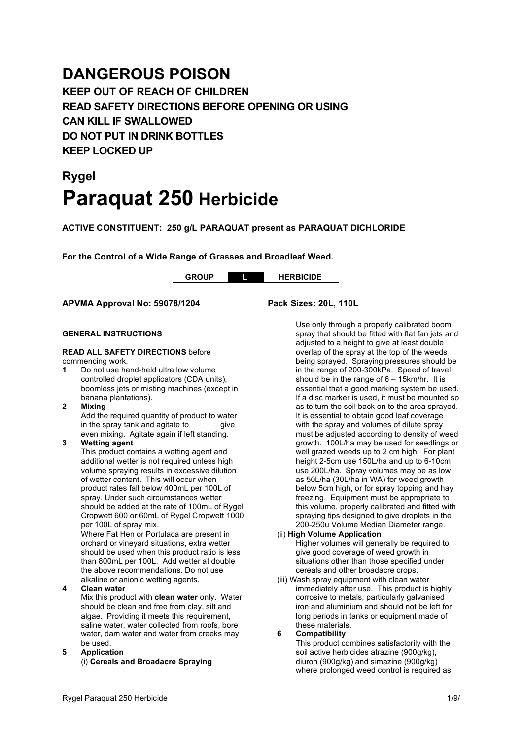# DANGEROUS POISON

**KEEP OUT OF REACH OF CHILDREN**
**READ SAFETY DIRECTIONS BEFORE OPENING OR USING**
**CAN KILL IF SWALLOWED**
**DO NOT PUT IN DRINK BOTTLES**
**KEEP LOCKED UP**

## Rygel

# Paraquat 250 Herbicide

**ACTIVE CONSTITUENT: 250 g/L PARAQUAT present as PARAQUAT DICHLORIDE**

---

**For the Control of a Wide Range of Grasses and Broadleaf Weed.**

| GROUP | L | HERBICIDE |
|---|---|---|

**APVMA Approval No: 59078/1204**

**Pack Sizes: 20L, 110L**

**GENERAL INSTRUCTIONS**

**READ ALL SAFETY DIRECTIONS** before commencing work.

**1** Do not use hand-held ultra low volume controlled droplet applicators (CDA units), boomless jets or misting machines (except in banana plantations).

**2 Mixing**
Add the required quantity of product to water in the spray tank and agitate to give even mixing. Agitate again if left standing.

**3 Wetting agent**
This product contains a wetting agent and additional wetter is not required unless high volume spraying results in excessive dilution of wetter content. This will occur when product rates fall below 400mL per 100L of spray. Under such circumstances wetter should be added at the rate of 100mL of Rygel Cropwett 600 or 60mL of Rygel Cropwett 1000 per 100L of spray mix.
Where Fat Hen or Portulaca are present in orchard or vineyard situations, extra wetter should be used when this product ratio is less than 800mL per 100L. Add wetter at double the above recommendations. Do not use alkaline or anionic wetting agents.

**4 Clean water**
Mix this product with **clean water** only. Water should be clean and free from clay, silt and algae. Providing it meets this requirement, saline water, water collected from roofs, bore water, dam water and water from creeks may be used.

**5 Application**
(i) **Cereals and Broadacre Spraying**
Use only through a properly calibrated boom spray that should be fitted with flat fan jets and adjusted to a height to give at least double overlap of the spray at the top of the weeds being sprayed. Spraying pressures should be in the range of 200-300kPa. Speed of travel should be in the range of 6 – 15km/hr. It is essential that a good marking system be used. If a disc marker is used, it must be mounted so as to turn the soil back on to the area sprayed. It is essential to obtain good leaf coverage with the spray and volumes of dilute spray must be adjusted according to density of weed growth. 100L/ha may be used for seedlings or well grazed weeds up to 2 cm high. For plant height 2-5cm use 150L/ha and up to 6-10cm use 200L/ha. Spray volumes may be as low as 50L/ha (30L/ha in WA) for weed growth below 5cm high, or for spray topping and hay freezing. Equipment must be appropriate to this volume, properly calibrated and fitted with spraying tips designed to give droplets in the 200-250u Volume Median Diameter range.

(ii) **High Volume Application**
Higher volumes will generally be required to give good coverage of weed growth in situations other than those specified under cereals and other broadacre crops.

(iii) Wash spray equipment with clean water immediately after use. This product is highly corrosive to metals, particularly galvanised iron and aluminium and should not be left for long periods in tanks or equipment made of these materials.

**6 Compatibility**
This product combines satisfactorily with the soil active herbicides atrazine (900g/kg), diuron (900g/kg) and simazine (900g/kg) where prolonged weed control is required as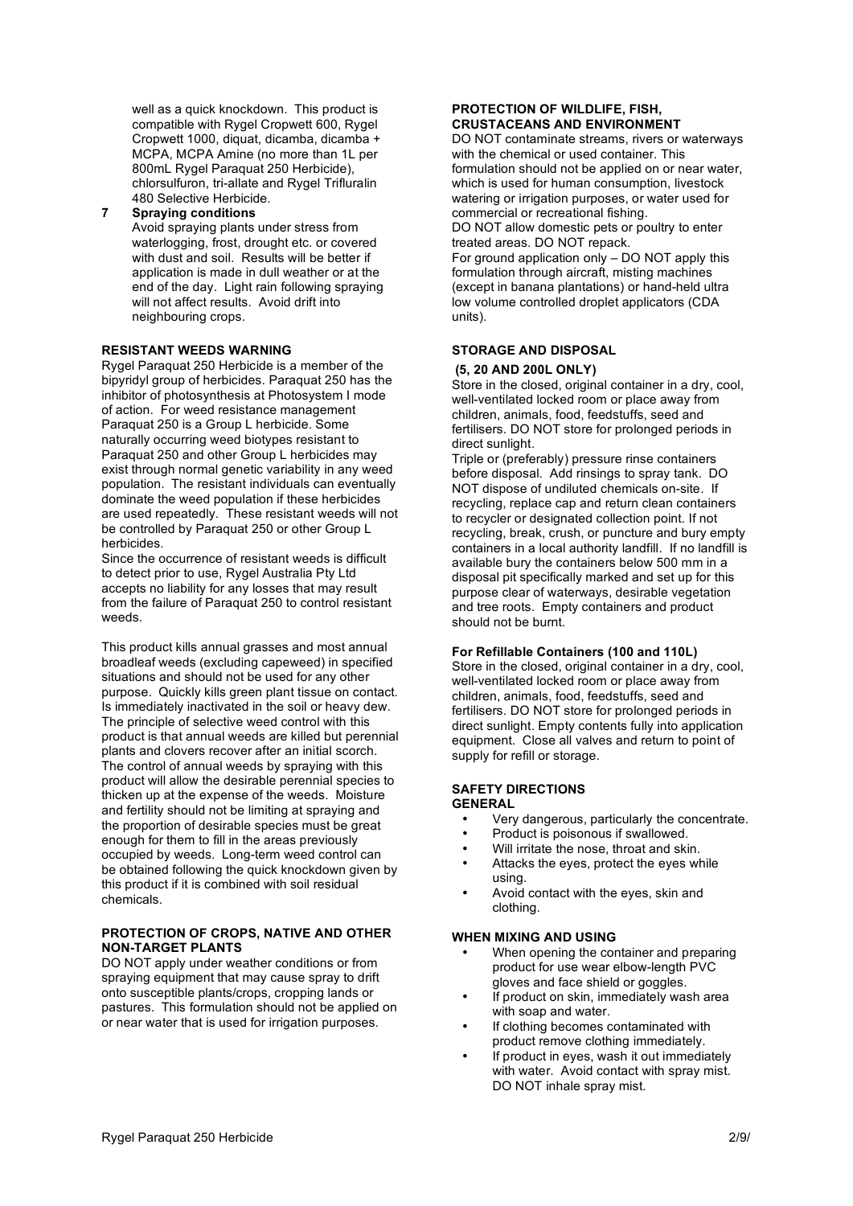well as a quick knockdown. This product is compatible with Rygel Cropwett 600, Rygel Cropwett 1000, diquat, dicamba, dicamba + MCPA, MCPA Amine (no more than 1L per 800mL Rygel Paraquat 250 Herbicide), chlorsulfuron, tri-allate and Rygel Trifluralin 480 Selective Herbicide.

**7 Spraying conditions**

Avoid spraying plants under stress from waterlogging, frost, drought etc. or covered with dust and soil. Results will be better if application is made in dull weather or at the end of the day. Light rain following spraying will not affect results. Avoid drift into neighbouring crops.

## RESISTANT WEEDS WARNING

Rygel Paraquat 250 Herbicide is a member of the bipyridyl group of herbicides. Paraquat 250 has the inhibitor of photosynthesis at Photosystem I mode of action. For weed resistance management Paraquat 250 is a Group L herbicide. Some naturally occurring weed biotypes resistant to Paraquat 250 and other Group L herbicides may exist through normal genetic variability in any weed population. The resistant individuals can eventually dominate the weed population if these herbicides are used repeatedly. These resistant weeds will not be controlled by Paraquat 250 or other Group L herbicides.

Since the occurrence of resistant weeds is difficult to detect prior to use, Rygel Australia Pty Ltd accepts no liability for any losses that may result from the failure of Paraquat 250 to control resistant weeds.

This product kills annual grasses and most annual broadleaf weeds (excluding capeweed) in specified situations and should not be used for any other purpose. Quickly kills green plant tissue on contact. Is immediately inactivated in the soil or heavy dew. The principle of selective weed control with this product is that annual weeds are killed but perennial plants and clovers recover after an initial scorch. The control of annual weeds by spraying with this product will allow the desirable perennial species to thicken up at the expense of the weeds. Moisture and fertility should not be limiting at spraying and the proportion of desirable species must be great enough for them to fill in the areas previously occupied by weeds. Long-term weed control can be obtained following the quick knockdown given by this product if it is combined with soil residual chemicals.

## PROTECTION OF CROPS, NATIVE AND OTHER NON-TARGET PLANTS

DO NOT apply under weather conditions or from spraying equipment that may cause spray to drift onto susceptible plants/crops, cropping lands or pastures. This formulation should not be applied on or near water that is used for irrigation purposes.

## PROTECTION OF WILDLIFE, FISH, CRUSTACEANS AND ENVIRONMENT

DO NOT contaminate streams, rivers or waterways with the chemical or used container. This formulation should not be applied on or near water, which is used for human consumption, livestock watering or irrigation purposes, or water used for commercial or recreational fishing.

DO NOT allow domestic pets or poultry to enter treated areas. DO NOT repack.

For ground application only – DO NOT apply this formulation through aircraft, misting machines (except in banana plantations) or hand-held ultra low volume controlled droplet applicators (CDA units).

## STORAGE AND DISPOSAL

**(5, 20 AND 200L ONLY)**

Store in the closed, original container in a dry, cool, well-ventilated locked room or place away from children, animals, food, feedstuffs, seed and fertilisers. DO NOT store for prolonged periods in direct sunlight.

Triple or (preferably) pressure rinse containers before disposal. Add rinsings to spray tank. DO NOT dispose of undiluted chemicals on-site. If recycling, replace cap and return clean containers to recycler or designated collection point. If not recycling, break, crush, or puncture and bury empty containers in a local authority landfill. If no landfill is available bury the containers below 500 mm in a disposal pit specifically marked and set up for this purpose clear of waterways, desirable vegetation and tree roots. Empty containers and product should not be burnt.

**For Refillable Containers (100 and 110L)**

Store in the closed, original container in a dry, cool, well-ventilated locked room or place away from children, animals, food, feedstuffs, seed and fertilisers. DO NOT store for prolonged periods in direct sunlight. Empty contents fully into application equipment. Close all valves and return to point of supply for refill or storage.

## SAFETY DIRECTIONS

### GENERAL

- Very dangerous, particularly the concentrate.
- Product is poisonous if swallowed.
- Will irritate the nose, throat and skin.
- Attacks the eyes, protect the eyes while using.
- Avoid contact with the eyes, skin and clothing.

### WHEN MIXING AND USING

- When opening the container and preparing product for use wear elbow-length PVC gloves and face shield or goggles.
- If product on skin, immediately wash area with soap and water.
- If clothing becomes contaminated with product remove clothing immediately.
- If product in eyes, wash it out immediately with water. Avoid contact with spray mist. DO NOT inhale spray mist.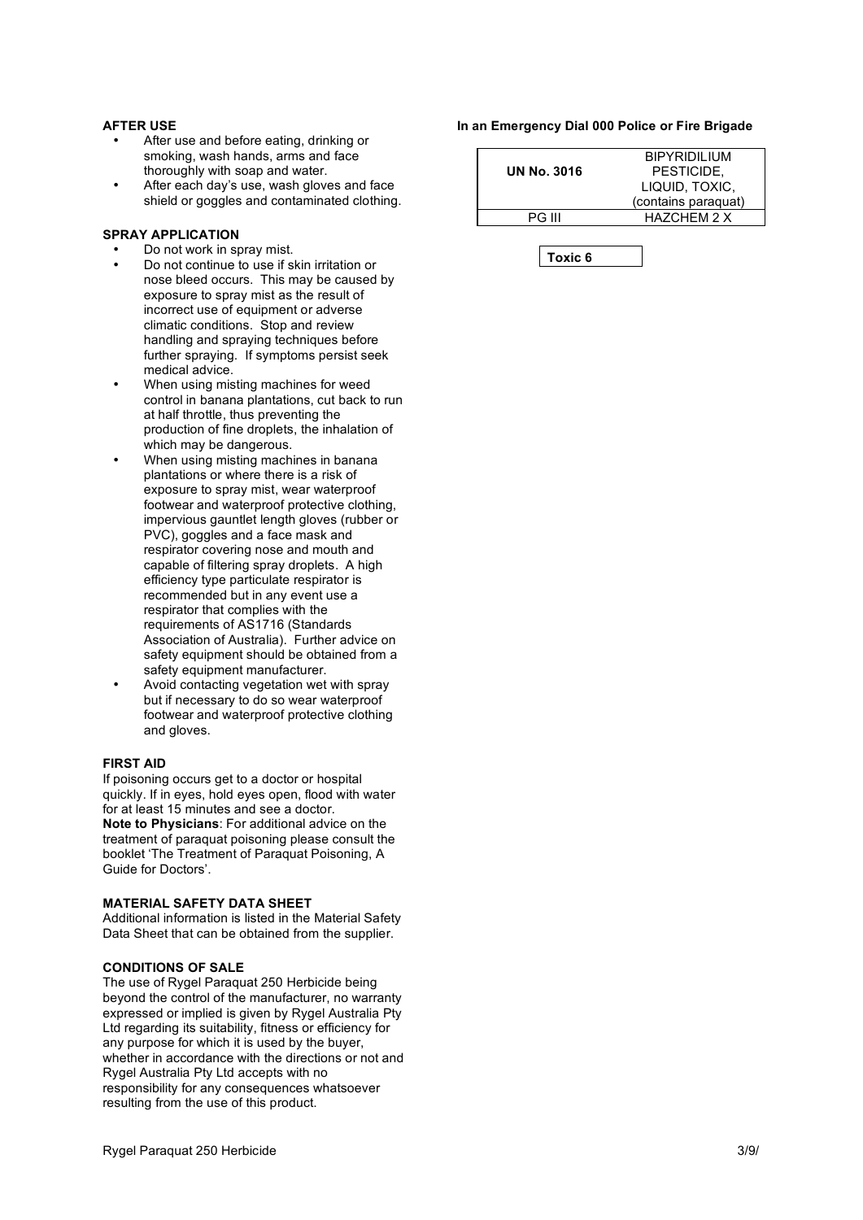**AFTER USE**

- After use and before eating, drinking or smoking, wash hands, arms and face thoroughly with soap and water.
- After each day's use, wash gloves and face shield or goggles and contaminated clothing.

**SPRAY APPLICATION**

- Do not work in spray mist.
- Do not continue to use if skin irritation or nose bleed occurs. This may be caused by exposure to spray mist as the result of incorrect use of equipment or adverse climatic conditions. Stop and review handling and spraying techniques before further spraying. If symptoms persist seek medical advice.
- When using misting machines for weed control in banana plantations, cut back to run at half throttle, thus preventing the production of fine droplets, the inhalation of which may be dangerous.
- When using misting machines in banana plantations or where there is a risk of exposure to spray mist, wear waterproof footwear and waterproof protective clothing, impervious gauntlet length gloves (rubber or PVC), goggles and a face mask and respirator covering nose and mouth and capable of filtering spray droplets. A high efficiency type particulate respirator is recommended but in any event use a respirator that complies with the requirements of AS1716 (Standards Association of Australia). Further advice on safety equipment should be obtained from a safety equipment manufacturer.
- Avoid contacting vegetation wet with spray but if necessary to do so wear waterproof footwear and waterproof protective clothing and gloves.

**FIRST AID**

If poisoning occurs get to a doctor or hospital quickly. If in eyes, hold eyes open, flood with water for at least 15 minutes and see a doctor.
**Note to Physicians**: For additional advice on the treatment of paraquat poisoning please consult the booklet 'The Treatment of Paraquat Poisoning, A Guide for Doctors'.

**MATERIAL SAFETY DATA SHEET**

Additional information is listed in the Material Safety Data Sheet that can be obtained from the supplier.

**CONDITIONS OF SALE**

The use of Rygel Paraquat 250 Herbicide being beyond the control of the manufacturer, no warranty expressed or implied is given by Rygel Australia Pty Ltd regarding its suitability, fitness or efficiency for any purpose for which it is used by the buyer, whether in accordance with the directions or not and Rygel Australia Pty Ltd accepts with no responsibility for any consequences whatsoever resulting from the use of this product.

**In an Emergency Dial 000 Police or Fire Brigade**

| **UN No. 3016** | BIPYRIDILIUM PESTICIDE, LIQUID, TOXIC, (contains paraquat) |
|---|---|
| PG III | HAZCHEM 2 X |

| **Toxic 6** |
|---|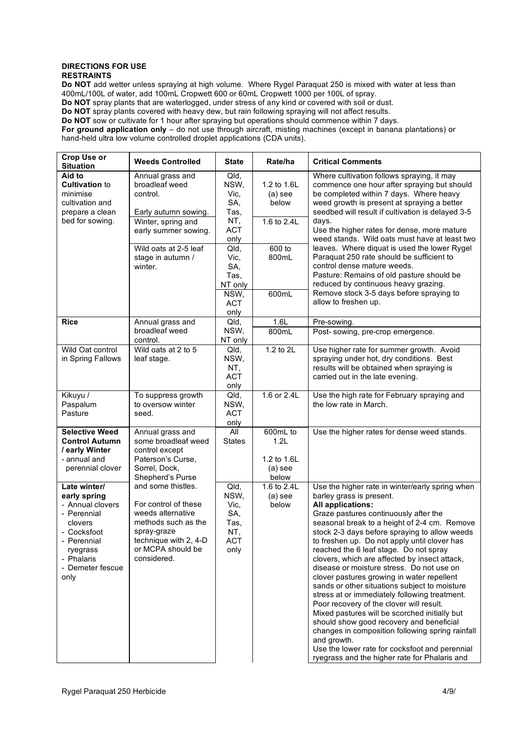**DIRECTIONS FOR USE**
**RESTRAINTS**

**Do NOT** add wetter unless spraying at high volume. Where Rygel Paraquat 250 is mixed with water at less than 400mL/100L of water, add 100mL Cropwett 600 or 60mL Cropwett 1000 per 100L of spray.
**Do NOT** spray plants that are waterlogged, under stress of any kind or covered with soil or dust.
**Do NOT** spray plants covered with heavy dew, but rain following spraying will not affect results.
**Do NOT** sow or cultivate for 1 hour after spraying but operations should commence within 7 days.
**For ground application only** – do not use through aircraft, misting machines (except in banana plantations) or hand-held ultra low volume controlled droplet applications (CDA units).

| Crop Use or Situation | Weeds Controlled | State | Rate/ha | Critical Comments |
|---|---|---|---|---|
| **Aid to Cultivation** to minimise cultivation and prepare a clean bed for sowing. | Annual grass and broadleaf weed control. Early autumn sowing. | Qld, NSW, Vic, SA, Tas, NT, ACT only | 1.2 to 1.6L (a) see below | Where cultivation follows spraying, it may commence one hour after spraying but should be completed within 7 days. Where heavy weed growth is present at spraying a better seedbed will result if cultivation is delayed 3-5 days. Use the higher rates for dense, more mature weed stands. Wild oats must have at least two leaves. Where diquat is used the lower Rygel Paraquat 250 rate should be sufficient to control dense mature weeds. Pasture: Remains of old pasture should be reduced by continuous heavy grazing. Remove stock 3-5 days before spraying to allow to freshen up. |
| | Winter, spring and early summer sowing. | | 1.6 to 2.4L | |
| | Wild oats at 2-5 leaf stage in autumn / winter. | Qld, Vic, SA, Tas, NT only | 600 to 800mL | |
| | | NSW, ACT only | 600mL | |
| **Rice** | Annual grass and broadleaf weed control. | Qld, NSW, NT only | 1.6L | Pre-sowing. |
| | | | 800mL | Post- sowing, pre-crop emergence. |
| Wild Oat control in Spring Fallows | Wild oats at 2 to 5 leaf stage. | Qld, NSW, NT, ACT only | 1.2 to 2L | Use higher rate for summer growth. Avoid spraying under hot, dry conditions. Best results will be obtained when spraying is carried out in the late evening. |
| Kikuyu / Paspalum Pasture | To suppress growth to oversow winter seed. | Qld, NSW, ACT only | 1.6 or 2.4L | Use the high rate for February spraying and the low rate in March. |
| **Selective Weed Control Autumn / early Winter** - annual and perennial clover | Annual grass and some broadleaf weed control except Paterson's Curse, Sorrel, Dock, Shepherd's Purse and some thistles. For control of these weeds alternative methods such as the spray-graze technique with 2, 4-D or MCPA should be considered. | All States | 600mL to 1.2L<br>1.2 to 1.6L (a) see below | Use the higher rates for dense weed stands. |
| **Late winter/ early spring** - Annual clovers - Perennial clovers - Cocksfoot - Perennial ryegrass - Phalaris - Demeter fescue only | | Qld, NSW, Vic, SA, Tas, NT, ACT only | 1.6 to 2.4L (a) see below | Use the higher rate in winter/early spring when barley grass is present. **All applications:** Graze pastures continuously after the seasonal break to a height of 2-4 cm. Remove stock 2-3 days before spraying to allow weeds to freshen up. Do not apply until clover has reached the 6 leaf stage. Do not spray clovers, which are affected by insect attack, disease or moisture stress. Do not use on clover pastures growing in water repellent sands or other situations subject to moisture stress at or immediately following treatment. Poor recovery of the clover will result. Mixed pastures will be scorched initially but should show good recovery and beneficial changes in composition following spring rainfall and growth. Use the lower rate for cocksfoot and perennial ryegrass and the higher rate for Phalaris and |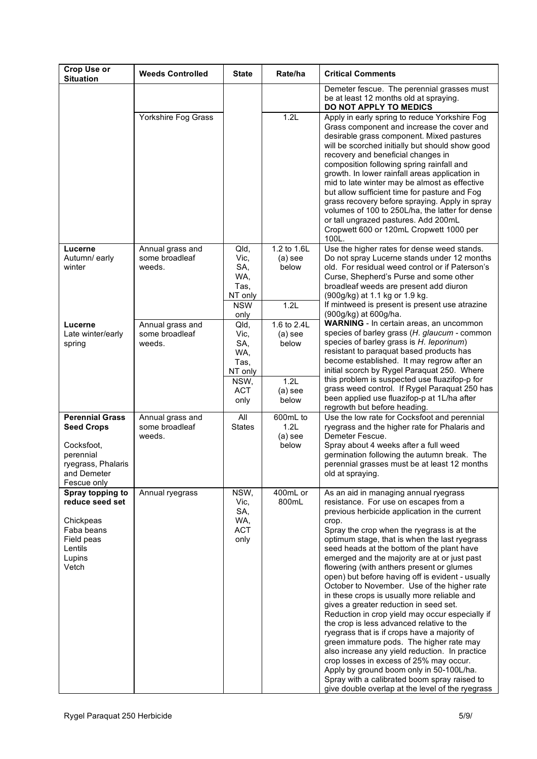| Crop Use or Situation | Weeds Controlled | State | Rate/ha | Critical Comments |
|---|---|---|---|---|
| | | | | Demeter fescue. The perennial grasses must be at least 12 months old at spraying. **DO NOT APPLY TO MEDICS** |
| | Yorkshire Fog Grass | | 1.2L | Apply in early spring to reduce Yorkshire Fog Grass component and increase the cover and desirable grass component. Mixed pastures will be scorched initially but should show good recovery and beneficial changes in composition following spring rainfall and growth. In lower rainfall areas application in mid to late winter may be almost as effective but allow sufficient time for pasture and Fog grass recovery before spraying. Apply in spray volumes of 100 to 250L/ha, the latter for dense or tall ungrazed pastures. Add 200mL Cropwett 600 or 120mL Cropwett 1000 per 100L. |
| **Lucerne** Autumn/ early winter | Annual grass and some broadleaf weeds. | Qld, Vic, SA, WA, Tas, NT only | 1.2 to 1.6L (a) see below | Use the higher rates for dense weed stands. Do not spray Lucerne stands under 12 months old. For residual weed control or if Paterson's Curse, Shepherd's Purse and some other broadleaf weeds are present add diuron (900g/kg) at 1.1 kg or 1.9 kg. |
| | | NSW only | 1.2L | If mintweed is present is present use atrazine (900g/kg) at 600g/ha. |
| **Lucerne** Late winter/early spring | Annual grass and some broadleaf weeds. | Qld, Vic, SA, WA, Tas, NT only | 1.6 to 2.4L (a) see below | **WARNING** - In certain areas, an uncommon species of barley grass (*H. glaucum* - common species of barley grass is *H. leporinum*) resistant to paraquat based products has become established. It may regrow after an initial scorch by Rygel Paraquat 250. Where |
| | | NSW, ACT only | 1.2L (a) see below | this problem is suspected use fluazifop-p for grass weed control. If Rygel Paraquat 250 has been applied use fluazifop-p at 1L/ha after regrowth but before heading. |
| **Perennial Grass Seed Crops** Cocksfoot, perennial ryegrass, Phalaris and Demeter Fescue only | Annual grass and some broadleaf weeds. | All States | 600mL to 1.2L (a) see below | Use the low rate for Cocksfoot and perennial ryegrass and the higher rate for Phalaris and Demeter Fescue. Spray about 4 weeks after a full weed germination following the autumn break. The perennial grasses must be at least 12 months old at spraying. |
| **Spray topping to reduce seed set** Chickpeas Faba beans Field peas Lentils Lupins Vetch | Annual ryegrass | NSW, Vic, SA, WA, ACT only | 400mL or 800mL | As an aid in managing annual ryegrass resistance. For use on escapes from a previous herbicide application in the current crop. Spray the crop when the ryegrass is at the optimum stage, that is when the last ryegrass seed heads at the bottom of the plant have emerged and the majority are at or just past flowering (with anthers present or glumes open) but before having off is evident - usually October to November. Use of the higher rate in these crops is usually more reliable and gives a greater reduction in seed set. Reduction in crop yield may occur especially if the crop is less advanced relative to the ryegrass that is if crops have a majority of green immature pods. The higher rate may also increase any yield reduction. In practice crop losses in excess of 25% may occur. Apply by ground boom only in 50-100L/ha. Spray with a calibrated boom spray raised to give double overlap at the level of the ryegrass |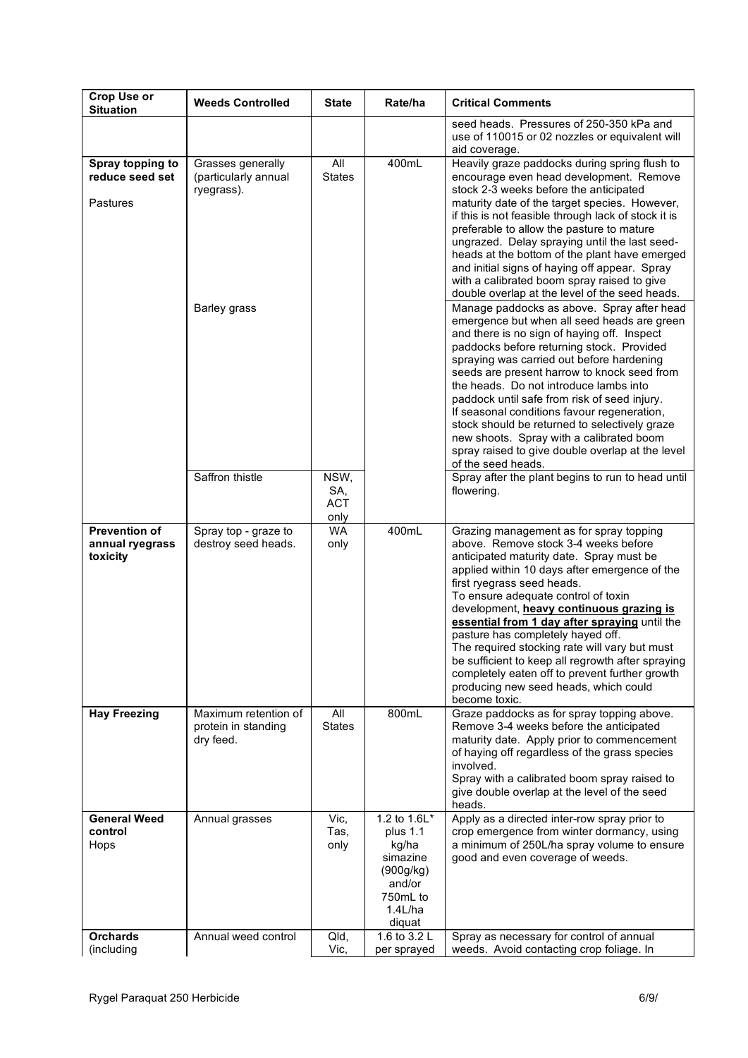| Crop Use or Situation | Weeds Controlled | State | Rate/ha | Critical Comments |
|---|---|---|---|---|
| | | | | seed heads. Pressures of 250-350 kPa and use of 110015 or 02 nozzles or equivalent will aid coverage. |
| **Spray topping to reduce seed set** Pastures | Grasses generally (particularly annual ryegrass). | All States | 400mL | Heavily graze paddocks during spring flush to encourage even head development. Remove stock 2-3 weeks before the anticipated maturity date of the target species. However, if this is not feasible through lack of stock it is preferable to allow the pasture to mature ungrazed. Delay spraying until the last seed-heads at the bottom of the plant have emerged and initial signs of haying off appear. Spray with a calibrated boom spray raised to give double overlap at the level of the seed heads. |
| | Barley grass | | | Manage paddocks as above. Spray after head emergence but when all seed heads are green and there is no sign of haying off. Inspect paddocks before returning stock. Provided spraying was carried out before hardening seeds are present harrow to knock seed from the heads. Do not introduce lambs into paddock until safe from risk of seed injury. If seasonal conditions favour regeneration, stock should be returned to selectively graze new shoots. Spray with a calibrated boom spray raised to give double overlap at the level of the seed heads. |
| | Saffron thistle | NSW, SA, ACT only | | Spray after the plant begins to run to head until flowering. |
| **Prevention of annual ryegrass toxicity** | Spray top - graze to destroy seed heads. | WA only | 400mL | Grazing management as for spray topping above. Remove stock 3-4 weeks before anticipated maturity date. Spray must be applied within 10 days after emergence of the first ryegrass seed heads. To ensure adequate control of toxin development, **heavy continuous grazing is essential from 1 day after spraying** until the pasture has completely hayed off. The required stocking rate will vary but must be sufficient to keep all regrowth after spraying completely eaten off to prevent further growth producing new seed heads, which could become toxic. |
| **Hay Freezing** | Maximum retention of protein in standing dry feed. | All States | 800mL | Graze paddocks as for spray topping above. Remove 3-4 weeks before the anticipated maturity date. Apply prior to commencement of haying off regardless of the grass species involved. Spray with a calibrated boom spray raised to give double overlap at the level of the seed heads. |
| **General Weed control** Hops | Annual grasses | Vic, Tas, only | 1.2 to 1.6L* plus 1.1 kg/ha simazine (900g/kg) and/or 750mL to 1.4L/ha diquat | Apply as a directed inter-row spray prior to crop emergence from winter dormancy, using a minimum of 250L/ha spray volume to ensure good and even coverage of weeds. |
| **Orchards** (including | Annual weed control | Qld, Vic, | 1.6 to 3.2 L per sprayed | Spray as necessary for control of annual weeds. Avoid contacting crop foliage. In |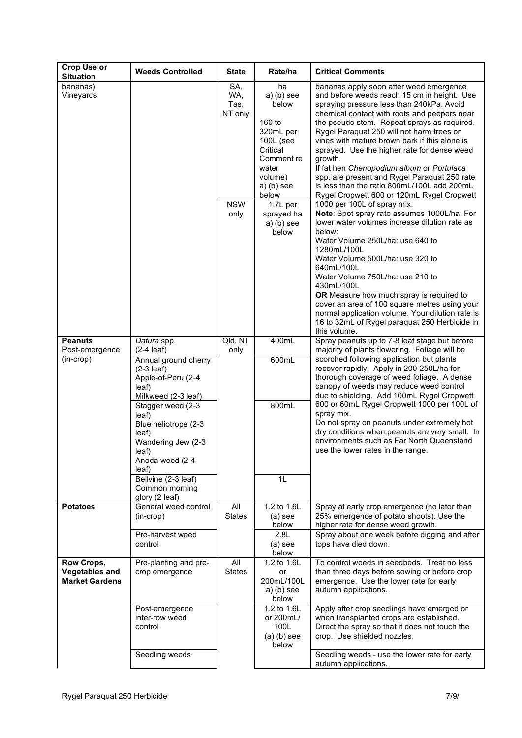| Crop Use or Situation | Weeds Controlled | State | Rate/ha | Critical Comments |
|---|---|---|---|---|
| bananas)<br>Vineyards | | SA, WA, Tas, NT only | ha<br>a) (b) see below<br><br>160 to 320mL per 100L (see Critical Comment re water volume)<br>a) (b) see below | bananas apply soon after weed emergence and before weeds reach 15 cm in height. Use spraying pressure less than 240kPa. Avoid chemical contact with roots and peepers near the pseudo stem. Repeat sprays as required. Rygel Paraquat 250 will not harm trees or vines with mature brown bark if this alone is sprayed. Use the higher rate for dense weed growth.<br>If fat hen *Chenopodium album* or *Portulaca* spp. are present and Rygel Paraquat 250 rate is less than the ratio 800mL/100L add 200mL Rygel Cropwett 600 or 120mL Rygel Cropwett 1000 per 100L of spray mix.<br>**Note**: Spot spray rate assumes 1000L/ha. For lower water volumes increase dilution rate as below:<br>Water Volume 250L/ha: use 640 to 1280mL/100L<br>Water Volume 500L/ha: use 320 to 640mL/100L<br>Water Volume 750L/ha: use 210 to 430mL/100L<br>**OR** Measure how much spray is required to cover an area of 100 square metres using your normal application volume. Your dilution rate is 16 to 32mL of Rygel paraquat 250 Herbicide in this volume. |
| | | NSW only | 1.7L per sprayed ha<br>a) (b) see below | |
| **Peanuts**<br>Post-emergence (in-crop) | *Datura* spp. (2-4 leaf) | Qld, NT only | 400mL | Spray peanuts up to 7-8 leaf stage but before majority of plants flowering. Foliage will be scorched following application but plants recover rapidly. Apply in 200-250L/ha for thorough coverage of weed foliage. A dense canopy of weeds may reduce weed control due to shielding. Add 100mL Rygel Cropwett 600 or 60mL Rygel Cropwett 1000 per 100L of spray mix.<br>Do not spray on peanuts under extremely hot dry conditions when peanuts are very small. In environments such as Far North Queensland use the lower rates in the range. |
| | Annual ground cherry (2-3 leaf)<br>Apple-of-Peru (2-4 leaf)<br>Milkweed (2-3 leaf) | | 600mL | |
| | Stagger weed (2-3 leaf)<br>Blue heliotrope (2-3 leaf)<br>Wandering Jew (2-3 leaf)<br>Anoda weed (2-4 leaf) | | 800mL | |
| | Bellvine (2-3 leaf)<br>Common morning glory (2 leaf) | | 1L | |
| **Potatoes** | General weed control (in-crop) | All States | 1.2 to 1.6L<br>(a) see below | Spray at early crop emergence (no later than 25% emergence of potato shoots). Use the higher rate for dense weed growth. |
| | Pre-harvest weed control | | 2.8L<br>(a) see below | Spray about one week before digging and after tops have died down. |
| **Row Crops, Vegetables and Market Gardens** | Pre-planting and pre-crop emergence | All States | 1.2 to 1.6L or 200mL/100L<br>a) (b) see below | To control weeds in seedbeds. Treat no less than three days before sowing or before crop emergence. Use the lower rate for early autumn applications. |
| | Post-emergence inter-row weed control | | 1.2 to 1.6L or 200mL/100L<br>(a) (b) see below | Apply after crop seedlings have emerged or when transplanted crops are established. Direct the spray so that it does not touch the crop. Use shielded nozzles. |
| | Seedling weeds | | | Seedling weeds - use the lower rate for early autumn applications. |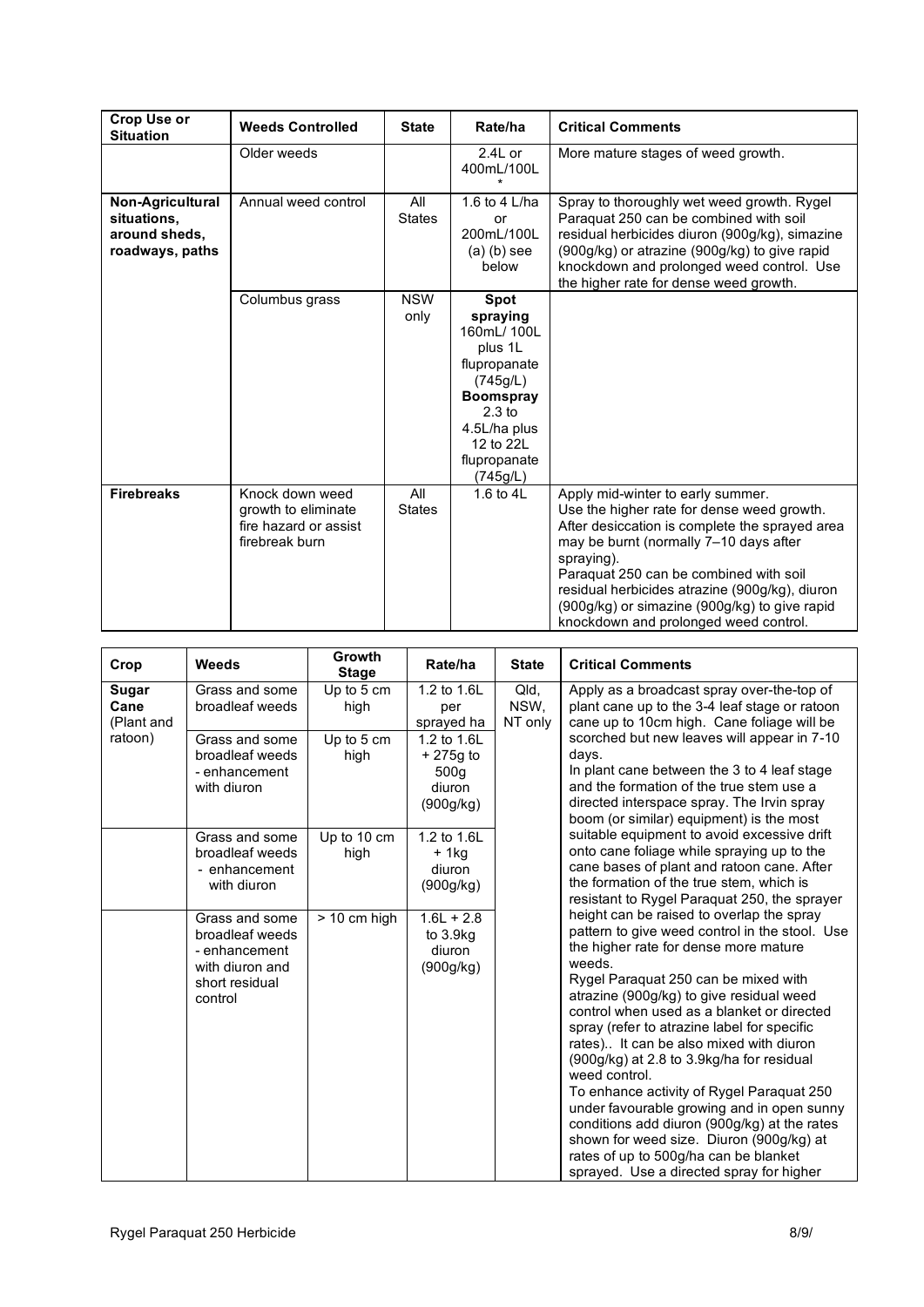| Crop Use or Situation | Weeds Controlled | State | Rate/ha | Critical Comments |
|---|---|---|---|---|
| | Older weeds | | 2.4L or 400mL/100L * | More mature stages of weed growth. |
| **Non-Agricultural situations, around sheds, roadways, paths** | Annual weed control | All States | 1.6 to 4 L/ha or 200mL/100L (a) (b) see below | Spray to thoroughly wet weed growth. Rygel Paraquat 250 can be combined with soil residual herbicides diuron (900g/kg), simazine (900g/kg) or atrazine (900g/kg) to give rapid knockdown and prolonged weed control. Use the higher rate for dense weed growth. |
| | Columbus grass | NSW only | **Spot spraying** 160mL/ 100L plus 1L flupropanate (745g/L) **Boomspray** 2.3 to 4.5L/ha plus 12 to 22L flupropanate (745g/L) | |
| **Firebreaks** | Knock down weed growth to eliminate fire hazard or assist firebreak burn | All States | 1.6 to 4L | Apply mid-winter to early summer. Use the higher rate for dense weed growth. After desiccation is complete the sprayed area may be burnt (normally 7–10 days after spraying). Paraquat 250 can be combined with soil residual herbicides atrazine (900g/kg), diuron (900g/kg) or simazine (900g/kg) to give rapid knockdown and prolonged weed control. |

| Crop | Weeds | Growth Stage | Rate/ha | State | Critical Comments |
|---|---|---|---|---|---|
| **Sugar Cane (Plant and ratoon)** | Grass and some broadleaf weeds | Up to 5 cm high | 1.2 to 1.6L per sprayed ha | Qld, NSW, NT only | Apply as a broadcast spray over-the-top of plant cane up to the 3-4 leaf stage or ratoon cane up to 10cm high. Cane foliage will be scorched but new leaves will appear in 7-10 days. In plant cane between the 3 to 4 leaf stage and the formation of the true stem use a directed interspace spray. The Irvin spray boom (or similar) equipment is the most suitable equipment to avoid excessive drift onto cane foliage while spraying up to the cane bases of plant and ratoon cane. After the formation of the true stem, which is resistant to Rygel Paraquat 250, the sprayer height can be raised to overlap the spray pattern to give weed control in the stool. Use the higher rate for dense more mature weeds. Rygel Paraquat 250 can be mixed with atrazine (900g/kg) to give residual weed control when used as a blanket or directed spray (refer to atrazine label for specific rates).. It can be also mixed with diuron (900g/kg) at 2.8 to 3.9kg/ha for residual weed control. To enhance activity of Rygel Paraquat 250 under favourable growing and in open sunny conditions add diuron (900g/kg) at the rates shown for weed size. Diuron (900g/kg) at rates of up to 500g/ha can be blanket sprayed. Use a directed spray for higher |
| | Grass and some broadleaf weeds - enhancement with diuron | Up to 5 cm high | 1.2 to 1.6L + 275g to 500g diuron (900g/kg) | | |
| | Grass and some broadleaf weeds - enhancement with diuron | Up to 10 cm high | 1.2 to 1.6L + 1kg diuron (900g/kg) | | |
| | Grass and some broadleaf weeds - enhancement with diuron and short residual control | > 10 cm high | 1.6L + 2.8 to 3.9kg diuron (900g/kg) | | |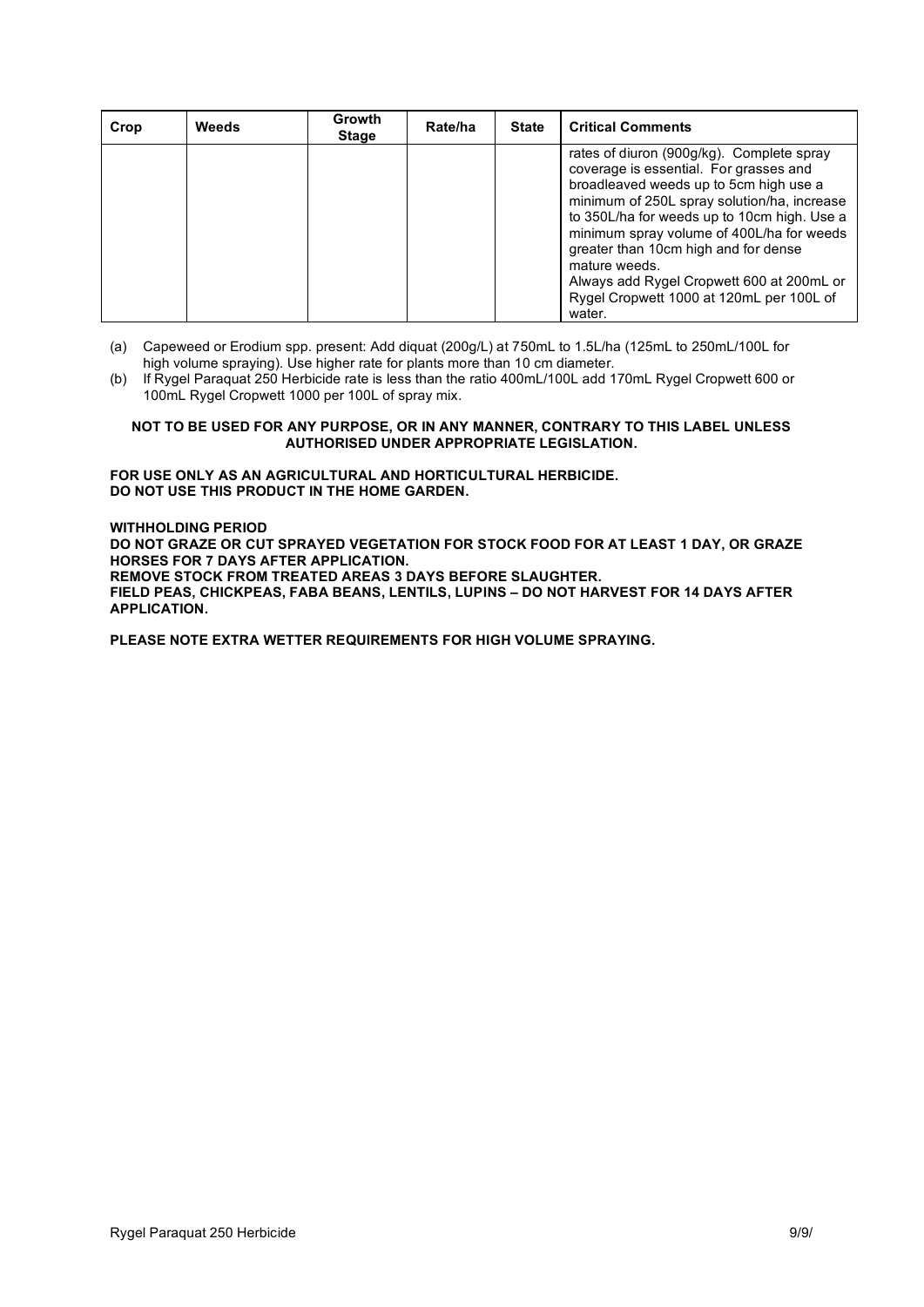| Crop | Weeds | Growth Stage | Rate/ha | State | Critical Comments |
|---|---|---|---|---|---|
| | | | | | rates of diuron (900g/kg). Complete spray coverage is essential. For grasses and broadleaved weeds up to 5cm high use a minimum of 250L spray solution/ha, increase to 350L/ha for weeds up to 10cm high. Use a minimum spray volume of 400L/ha for weeds greater than 10cm high and for dense mature weeds. Always add Rygel Cropwett 600 at 200mL or Rygel Cropwett 1000 at 120mL per 100L of water. |

(a) Capeweed or Erodium spp. present: Add diquat (200g/L) at 750mL to 1.5L/ha (125mL to 250mL/100L for high volume spraying). Use higher rate for plants more than 10 cm diameter.

(b) If Rygel Paraquat 250 Herbicide rate is less than the ratio 400mL/100L add 170mL Rygel Cropwett 600 or 100mL Rygel Cropwett 1000 per 100L of spray mix.

**NOT TO BE USED FOR ANY PURPOSE, OR IN ANY MANNER, CONTRARY TO THIS LABEL UNLESS AUTHORISED UNDER APPROPRIATE LEGISLATION.**

**FOR USE ONLY AS AN AGRICULTURAL AND HORTICULTURAL HERBICIDE.**
**DO NOT USE THIS PRODUCT IN THE HOME GARDEN.**

**WITHHOLDING PERIOD**
**DO NOT GRAZE OR CUT SPRAYED VEGETATION FOR STOCK FOOD FOR AT LEAST 1 DAY, OR GRAZE HORSES FOR 7 DAYS AFTER APPLICATION.**
**REMOVE STOCK FROM TREATED AREAS 3 DAYS BEFORE SLAUGHTER.**
**FIELD PEAS, CHICKPEAS, FABA BEANS, LENTILS, LUPINS – DO NOT HARVEST FOR 14 DAYS AFTER APPLICATION.**

**PLEASE NOTE EXTRA WETTER REQUIREMENTS FOR HIGH VOLUME SPRAYING.**